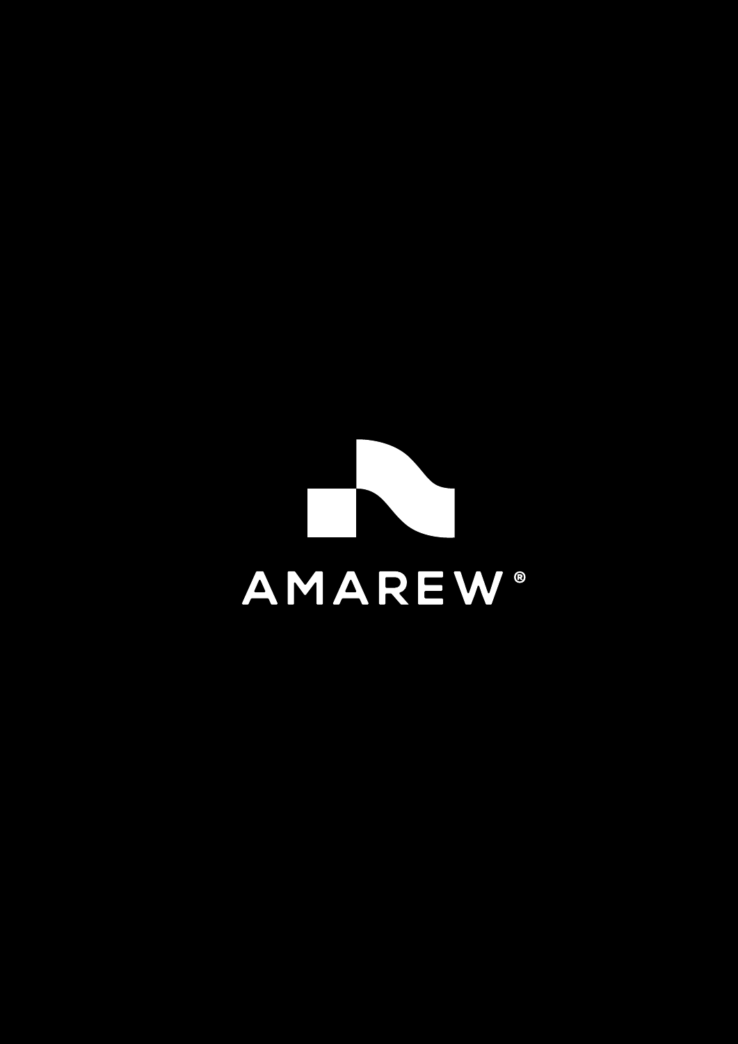AMAREW®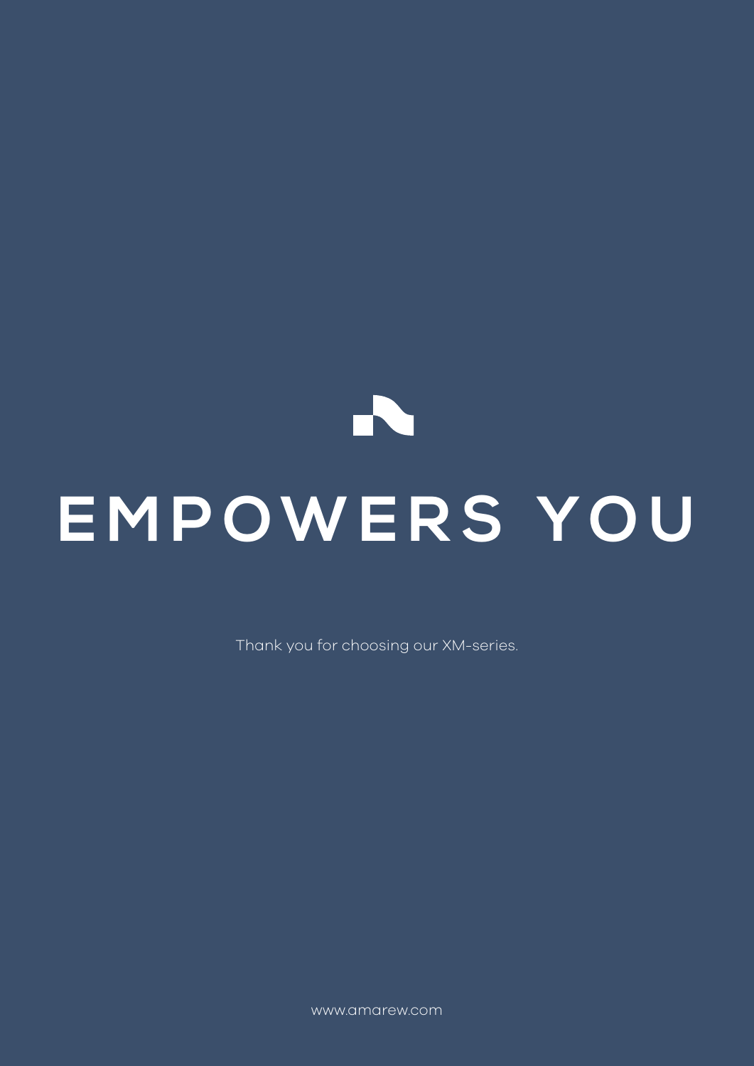# EMPOWERS YOU

Thank you for choosing our XM-series.

www.amarew.com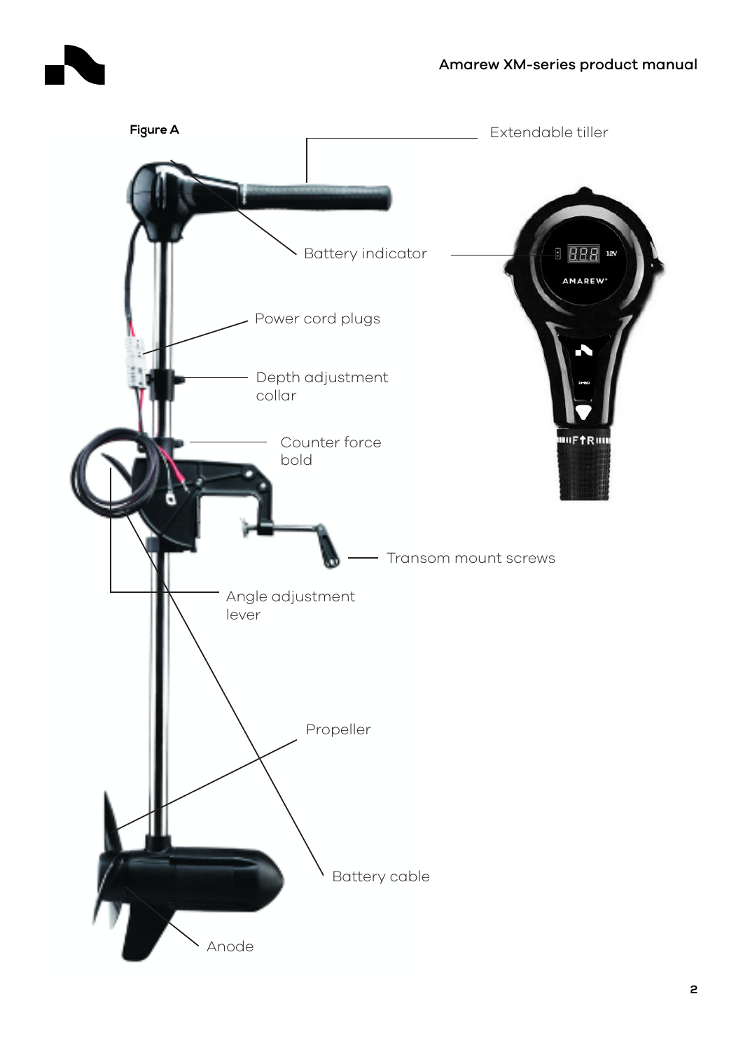Figure A

Extendable tiller

Battery indicator

Power cord plugs

Depth adjustment collar

Counter force bold

Transom mount screws

Angle adjustment lever

Propeller

Battery cable

Anode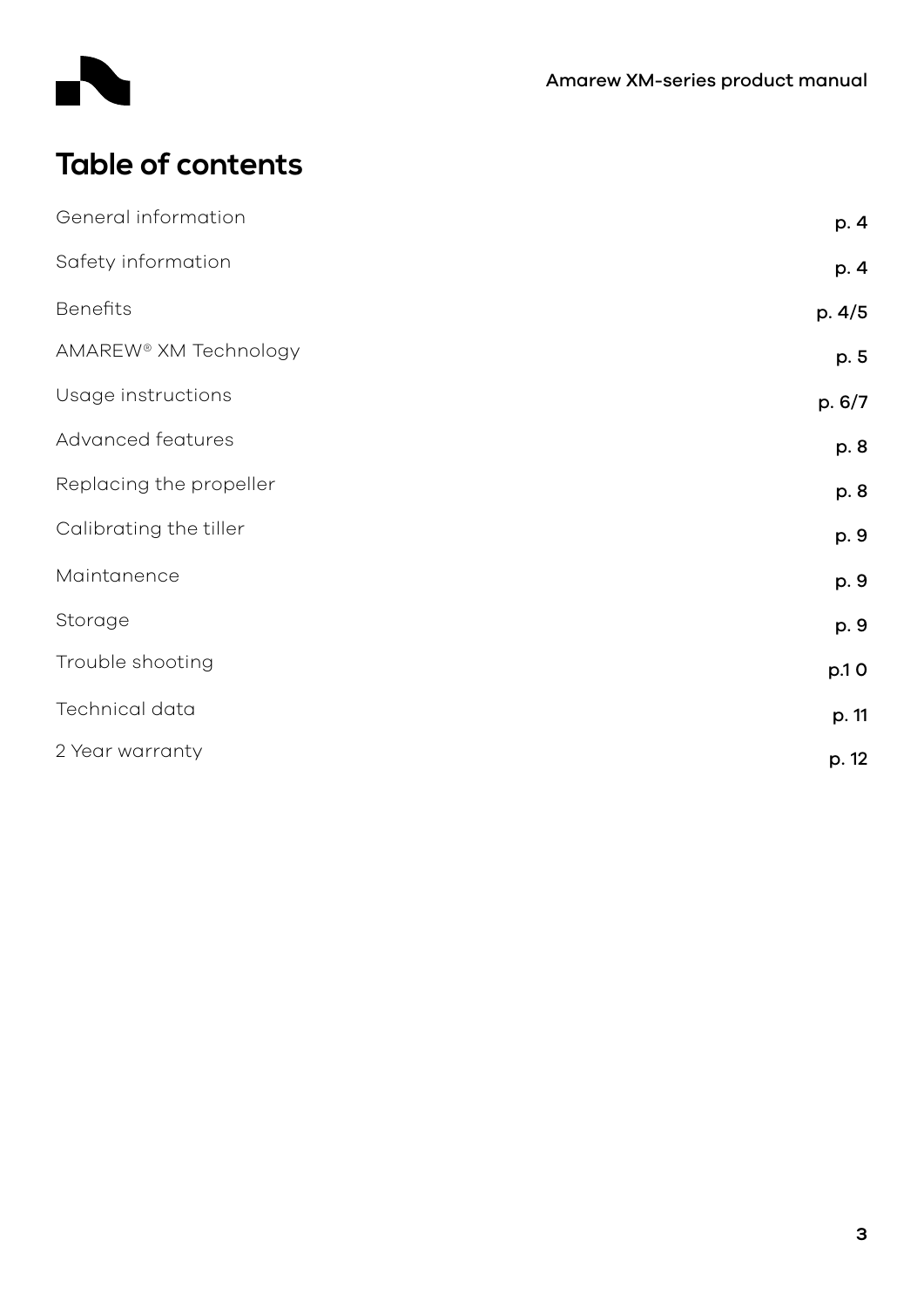# Table of contents

| | |
|---|---|
| General information | p. 4 |
| Safety information | p. 4 |
| Benefits | p. 4/5 |
| AMAREW® XM Technology | p. 5 |
| Usage instructions | p. 6/7 |
| Advanced features | p. 8 |
| Replacing the propeller | p. 8 |
| Calibrating the tiller | p. 9 |
| Maintanenence | p. 9 |
| Storage | p. 9 |
| Trouble shooting | p.1 0 |
| Technical data | p. 11 |
| 2 Year warranty | p. 12 |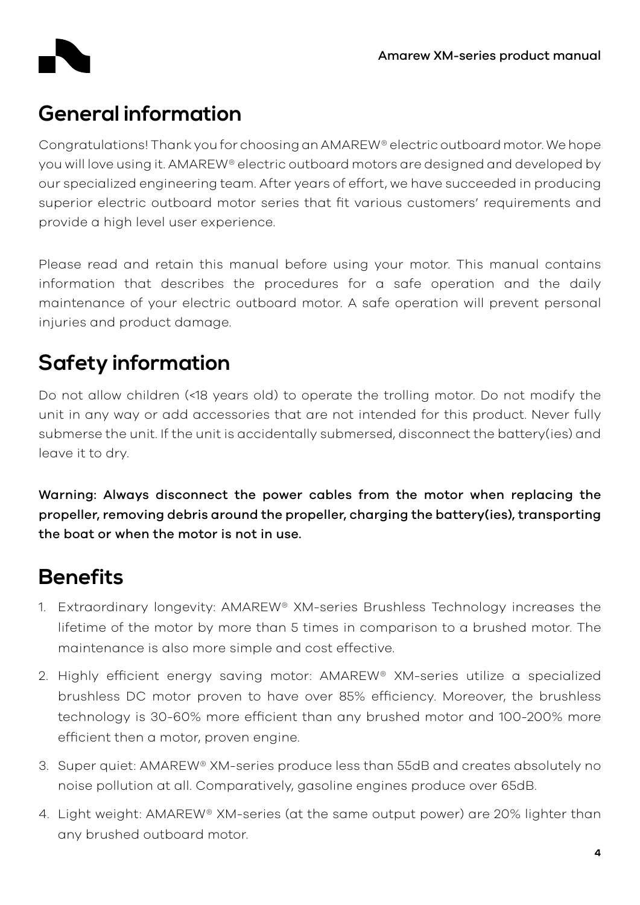## General information

Congratulations! Thank you for choosing an AMAREW® electric outboard motor. We hope you will love using it. AMAREW® electric outboard motors are designed and developed by our specialized engineering team. After years of effort, we have succeeded in producing superior electric outboard motor series that fit various customers' requirements and provide a high level user experience.

Please read and retain this manual before using your motor. This manual contains information that describes the procedures for a safe operation and the daily maintenance of your electric outboard motor. A safe operation will prevent personal injuries and product damage.

## Safety information

Do not allow children (<18 years old) to operate the trolling motor. Do not modify the unit in any way or add accessories that are not intended for this product. Never fully submerse the unit. If the unit is accidentally submersed, disconnect the battery(ies) and leave it to dry.

**Warning: Always disconnect the power cables from the motor when replacing the propeller, removing debris around the propeller, charging the battery(ies), transporting the boat or when the motor is not in use.**

## Benefits

1. Extraordinary longevity: AMAREW® XM-series Brushless Technology increases the lifetime of the motor by more than 5 times in comparison to a brushed motor. The maintenance is also more simple and cost effective.
2. Highly efficient energy saving motor: AMAREW® XM-series utilize a specialized brushless DC motor proven to have over 85% efficiency. Moreover, the brushless technology is 30-60% more efficient than any brushed motor and 100-200% more efficient then a motor, proven engine.
3. Super quiet: AMAREW® XM-series produce less than 55dB and creates absolutely no noise pollution at all. Comparatively, gasoline engines produce over 65dB.
4. Light weight: AMAREW® XM-series (at the same output power) are 20% lighter than any brushed outboard motor.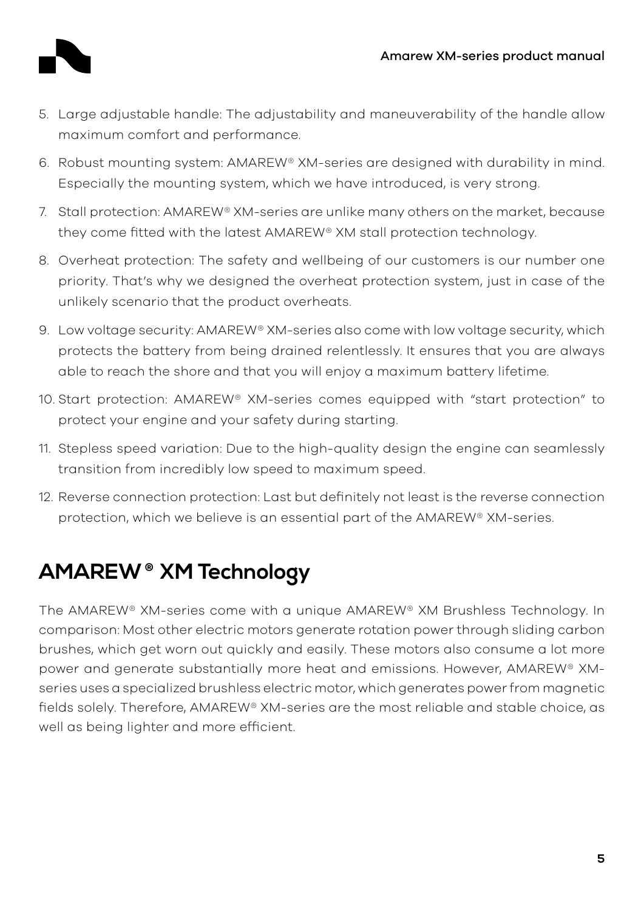5. Large adjustable handle: The adjustability and maneuverability of the handle allow maximum comfort and performance.
6. Robust mounting system: AMAREW® XM-series are designed with durability in mind. Especially the mounting system, which we have introduced, is very strong.
7. Stall protection: AMAREW® XM-series are unlike many others on the market, because they come fitted with the latest AMAREW® XM stall protection technology.
8. Overheat protection: The safety and wellbeing of our customers is our number one priority. That's why we designed the overheat protection system, just in case of the unlikely scenario that the product overheats.
9. Low voltage security: AMAREW® XM-series also come with low voltage security, which protects the battery from being drained relentlessly. It ensures that you are always able to reach the shore and that you will enjoy a maximum battery lifetime.
10. Start protection: AMAREW® XM-series comes equipped with "start protection" to protect your engine and your safety during starting.
11. Stepless speed variation: Due to the high-quality design the engine can seamlessly transition from incredibly low speed to maximum speed.
12. Reverse connection protection: Last but definitely not least is the reverse connection protection, which we believe is an essential part of the AMAREW® XM-series.

## AMAREW® XM Technology

The AMAREW® XM-series come with a unique AMAREW® XM Brushless Technology. In comparison: Most other electric motors generate rotation power through sliding carbon brushes, which get worn out quickly and easily. These motors also consume a lot more power and generate substantially more heat and emissions. However, AMAREW® XM-series uses a specialized brushless electric motor, which generates power from magnetic fields solely. Therefore, AMAREW® XM-series are the most reliable and stable choice, as well as being lighter and more efficient.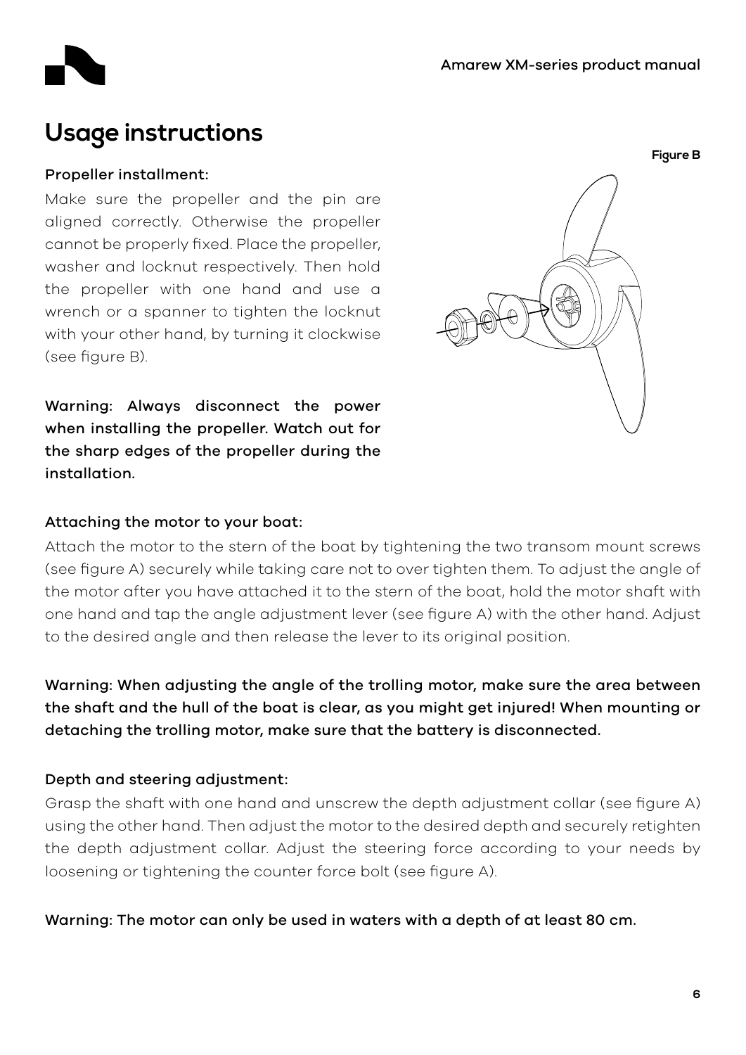# Usage instructions

### Propeller installment:

Make sure the propeller and the pin are aligned correctly. Otherwise the propeller cannot be properly fixed. Place the propeller, washer and locknut respectively. Then hold the propeller with one hand and use a wrench or a spanner to tighten the locknut with your other hand, by turning it clockwise (see figure B).

**Warning: Always disconnect the power when installing the propeller. Watch out for the sharp edges of the propeller during the installation.**

**Figure B**

### Attaching the motor to your boat:

Attach the motor to the stern of the boat by tightening the two transom mount screws (see figure A) securely while taking care not to over tighten them. To adjust the angle of the motor after you have attached it to the stern of the boat, hold the motor shaft with one hand and tap the angle adjustment lever (see figure A) with the other hand. Adjust to the desired angle and then release the lever to its original position.

**Warning: When adjusting the angle of the trolling motor, make sure the area between the shaft and the hull of the boat is clear, as you might get injured! When mounting or detaching the trolling motor, make sure that the battery is disconnected.**

### Depth and steering adjustment:

Grasp the shaft with one hand and unscrew the depth adjustment collar (see figure A) using the other hand. Then adjust the motor to the desired depth and securely retighten the depth adjustment collar. Adjust the steering force according to your needs by loosening or tightening the counter force bolt (see figure A).

**Warning: The motor can only be used in waters with a depth of at least 80 cm.**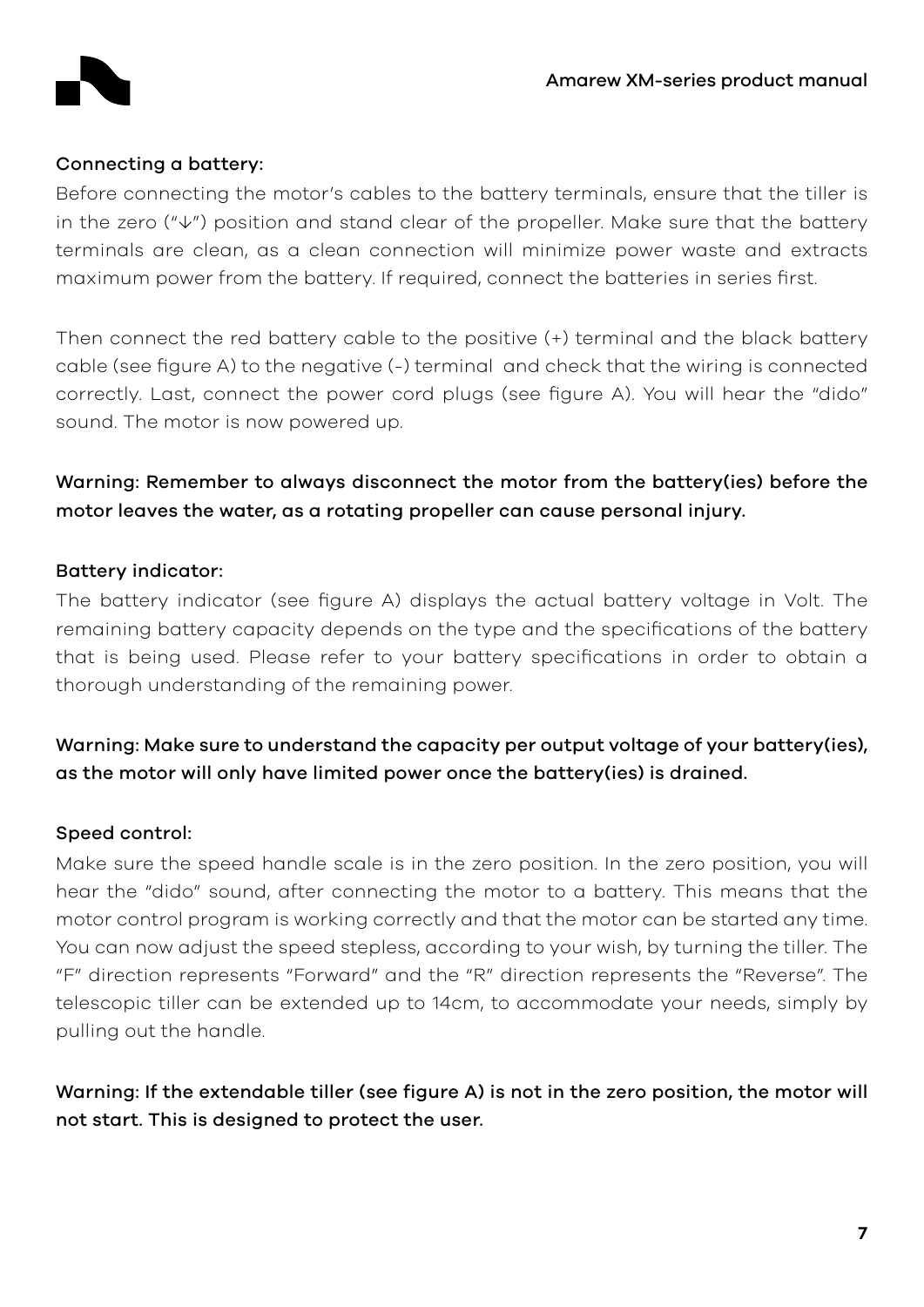### Connecting a battery:

Before connecting the motor's cables to the battery terminals, ensure that the tiller is in the zero ("↓") position and stand clear of the propeller. Make sure that the battery terminals are clean, as a clean connection will minimize power waste and extracts maximum power from the battery. If required, connect the batteries in series first.

Then connect the red battery cable to the positive (+) terminal and the black battery cable (see figure A) to the negative (-) terminal and check that the wiring is connected correctly. Last, connect the power cord plugs (see figure A). You will hear the "dido" sound. The motor is now powered up.

**Warning: Remember to always disconnect the motor from the battery(ies) before the motor leaves the water, as a rotating propeller can cause personal injury.**

### Battery indicator:

The battery indicator (see figure A) displays the actual battery voltage in Volt. The remaining battery capacity depends on the type and the specifications of the battery that is being used. Please refer to your battery specifications in order to obtain a thorough understanding of the remaining power.

**Warning: Make sure to understand the capacity per output voltage of your battery(ies), as the motor will only have limited power once the battery(ies) is drained.**

### Speed control:

Make sure the speed handle scale is in the zero position. In the zero position, you will hear the "dido" sound, after connecting the motor to a battery. This means that the motor control program is working correctly and that the motor can be started any time. You can now adjust the speed stepless, according to your wish, by turning the tiller. The "F" direction represents "Forward" and the "R" direction represents the "Reverse". The telescopic tiller can be extended up to 14cm, to accommodate your needs, simply by pulling out the handle.

**Warning: If the extendable tiller (see figure A) is not in the zero position, the motor will not start. This is designed to protect the user.**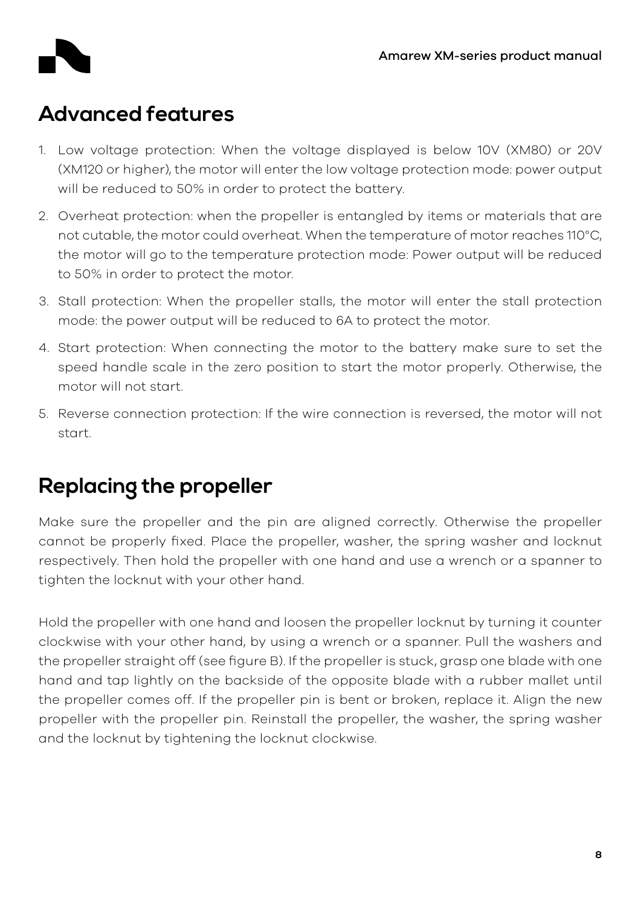## Advanced features

1. Low voltage protection: When the voltage displayed is below 10V (XM80) or 20V (XM120 or higher), the motor will enter the low voltage protection mode: power output will be reduced to 50% in order to protect the battery.
2. Overheat protection: when the propeller is entangled by items or materials that are not cutable, the motor could overheat. When the temperature of motor reaches 110°C, the motor will go to the temperature protection mode: Power output will be reduced to 50% in order to protect the motor.
3. Stall protection: When the propeller stalls, the motor will enter the stall protection mode: the power output will be reduced to 6A to protect the motor.
4. Start protection: When connecting the motor to the battery make sure to set the speed handle scale in the zero position to start the motor properly. Otherwise, the motor will not start.
5. Reverse connection protection: If the wire connection is reversed, the motor will not start.

## Replacing the propeller

Make sure the propeller and the pin are aligned correctly. Otherwise the propeller cannot be properly fixed. Place the propeller, washer, the spring washer and locknut respectively. Then hold the propeller with one hand and use a wrench or a spanner to tighten the locknut with your other hand.

Hold the propeller with one hand and loosen the propeller locknut by turning it counter clockwise with your other hand, by using a wrench or a spanner. Pull the washers and the propeller straight off (see figure B). If the propeller is stuck, grasp one blade with one hand and tap lightly on the backside of the opposite blade with a rubber mallet until the propeller comes off. If the propeller pin is bent or broken, replace it. Align the new propeller with the propeller pin. Reinstall the propeller, the washer, the spring washer and the locknut by tightening the locknut clockwise.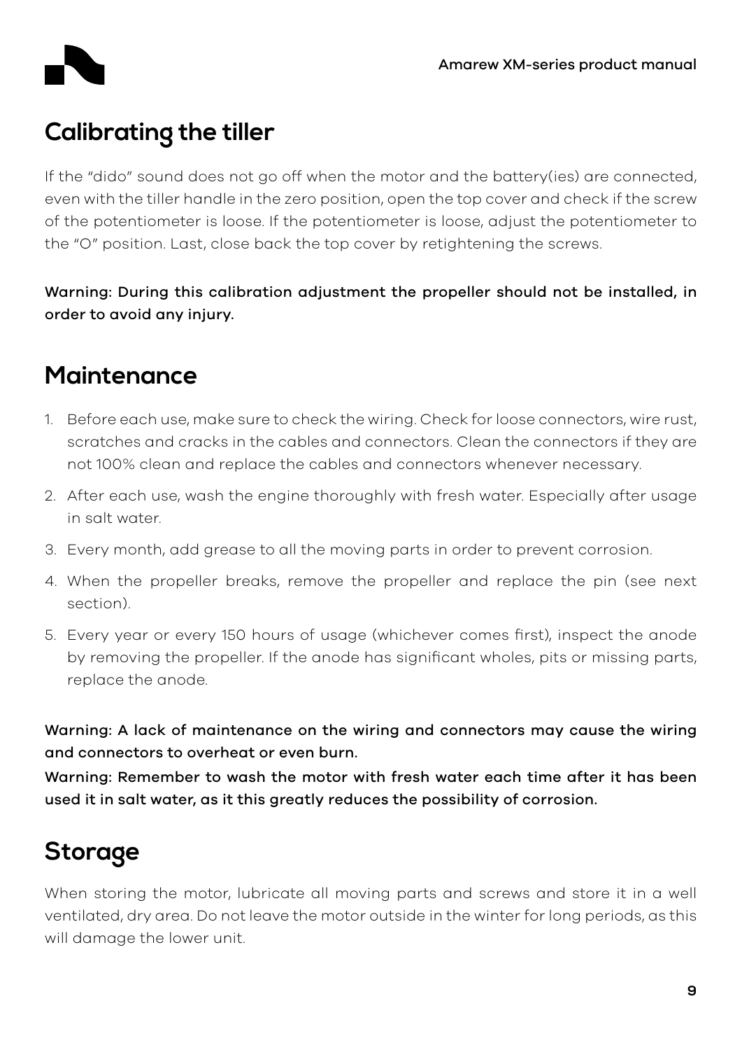## Calibrating the tiller

If the "dido" sound does not go off when the motor and the battery(ies) are connected, even with the tiller handle in the zero position, open the top cover and check if the screw of the potentiometer is loose. If the potentiometer is loose, adjust the potentiometer to the "O" position. Last, close back the top cover by retightening the screws.

**Warning: During this calibration adjustment the propeller should not be installed, in order to avoid any injury.**

## Maintenance

1. Before each use, make sure to check the wiring. Check for loose connectors, wire rust, scratches and cracks in the cables and connectors. Clean the connectors if they are not 100% clean and replace the cables and connectors whenever necessary.
2. After each use, wash the engine thoroughly with fresh water. Especially after usage in salt water.
3. Every month, add grease to all the moving parts in order to prevent corrosion.
4. When the propeller breaks, remove the propeller and replace the pin (see next section).
5. Every year or every 150 hours of usage (whichever comes first), inspect the anode by removing the propeller. If the anode has significant wholes, pits or missing parts, replace the anode.

**Warning: A lack of maintenance on the wiring and connectors may cause the wiring and connectors to overheat or even burn.**

**Warning: Remember to wash the motor with fresh water each time after it has been used it in salt water, as it this greatly reduces the possibility of corrosion.**

## Storage

When storing the motor, lubricate all moving parts and screws and store it in a well ventilated, dry area. Do not leave the motor outside in the winter for long periods, as this will damage the lower unit.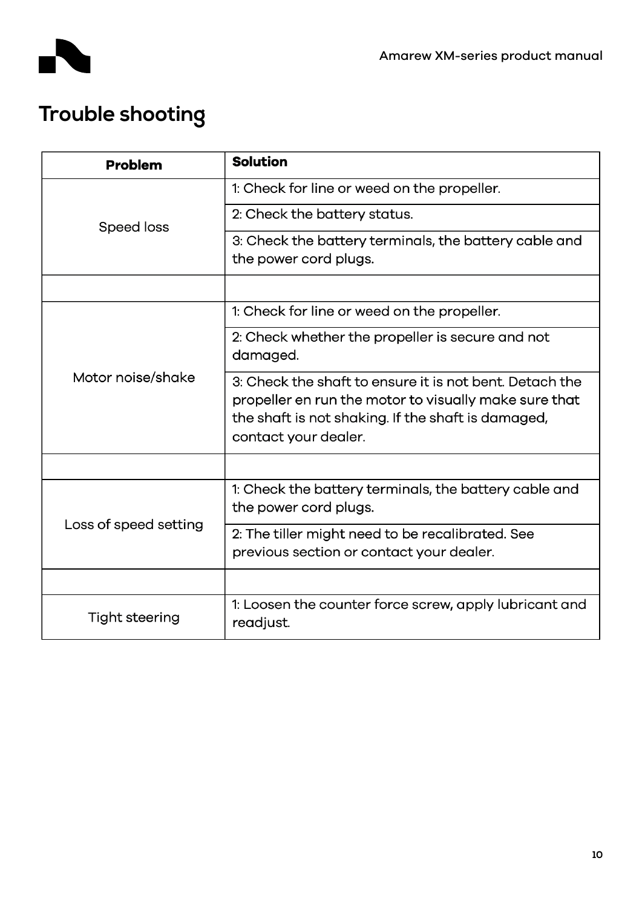# Trouble shooting

| Problem | Solution |
|---|---|
| Speed loss | 1: Check for line or weed on the propeller. |
| | 2: Check the battery status. |
| | 3: Check the battery terminals, the battery cable and the power cord plugs. |
| | |
| Motor noise/shake | 1: Check for line or weed on the propeller. |
| | 2: Check whether the propeller is secure and not damaged. |
| | 3: Check the shaft to ensure it is not bent. Detach the propeller en run the motor to visually make sure that the shaft is not shaking. If the shaft is damaged, contact your dealer. |
| | |
| Loss of speed setting | 1: Check the battery terminals, the battery cable and the power cord plugs. |
| | 2: The tiller might need to be recalibrated. See previous section or contact your dealer. |
| | |
| Tight steering | 1: Loosen the counter force screw, apply lubricant and readjust. |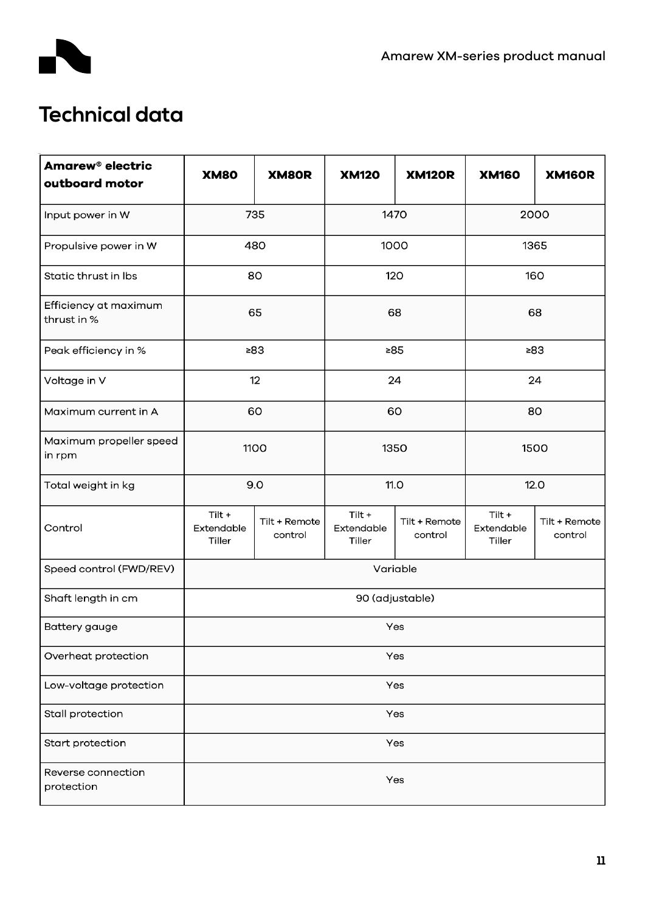# Technical data

| Amarew® electric outboard motor | XM80 | XM80R | XM120 | XM120R | XM160 | XM160R |
|---|---|---|---|---|---|---|
| Input power in W | 735 | | 1470 | | 2000 | |
| Propulsive power in W | 480 | | 1000 | | 1365 | |
| Static thrust in lbs | 80 | | 120 | | 160 | |
| Efficiency at maximum thrust in % | 65 | | 68 | | 68 | |
| Peak efficiency in % | ≥83 | | ≥85 | | ≥83 | |
| Voltage in V | 12 | | 24 | | 24 | |
| Maximum current in A | 60 | | 60 | | 80 | |
| Maximum propeller speed in rpm | 1100 | | 1350 | | 1500 | |
| Total weight in kg | 9.0 | | 11.0 | | 12.0 | |
| Control | Tilt + Extendable Tiller | Tilt + Remote control | Tilt + Extendable Tiller | Tilt + Remote control | Tilt + Extendable Tiller | Tilt + Remote control |
| Speed control (FWD/REV) | Variable | | | | | |
| Shaft length in cm | 90 (adjustable) | | | | | |
| Battery gauge | Yes | | | | | |
| Overheat protection | Yes | | | | | |
| Low-voltage protection | Yes | | | | | |
| Stall protection | Yes | | | | | |
| Start protection | Yes | | | | | |
| Reverse connection protection | Yes | | | | | |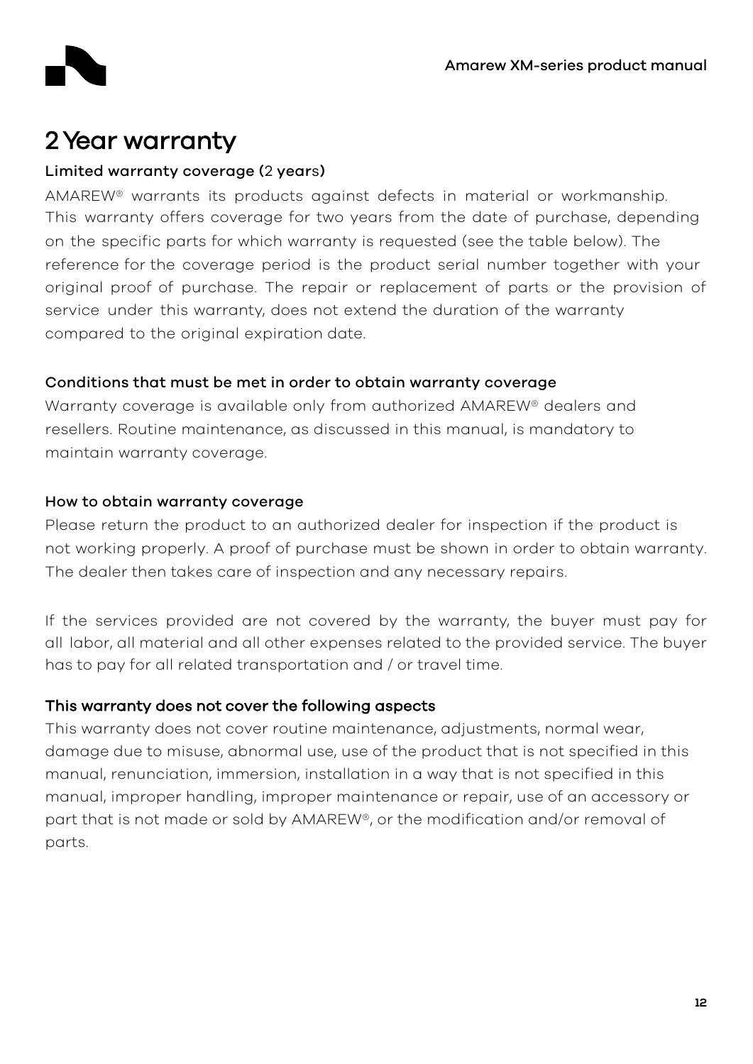# 2 Year warranty

### Limited warranty coverage (2 years)

AMAREW® warrants its products against defects in material or workmanship. This warranty offers coverage for two years from the date of purchase, depending on the specific parts for which warranty is requested (see the table below). The reference for the coverage period is the product serial number together with your original proof of purchase. The repair or replacement of parts or the provision of service under this warranty, does not extend the duration of the warranty compared to the original expiration date.

### Conditions that must be met in order to obtain warranty coverage

Warranty coverage is available only from authorized AMAREW® dealers and resellers. Routine maintenance, as discussed in this manual, is mandatory to maintain warranty coverage.

### How to obtain warranty coverage

Please return the product to an authorized dealer for inspection if the product is not working properly. A proof of purchase must be shown in order to obtain warranty. The dealer then takes care of inspection and any necessary repairs.

If the services provided are not covered by the warranty, the buyer must pay for all labor, all material and all other expenses related to the provided service. The buyer has to pay for all related transportation and / or travel time.

### This warranty does not cover the following aspects

This warranty does not cover routine maintenance, adjustments, normal wear, damage due to misuse, abnormal use, use of the product that is not specified in this manual, renunciation, immersion, installation in a way that is not specified in this manual, improper handling, improper maintenance or repair, use of an accessory or part that is not made or sold by AMAREW®, or the modification and/or removal of parts.